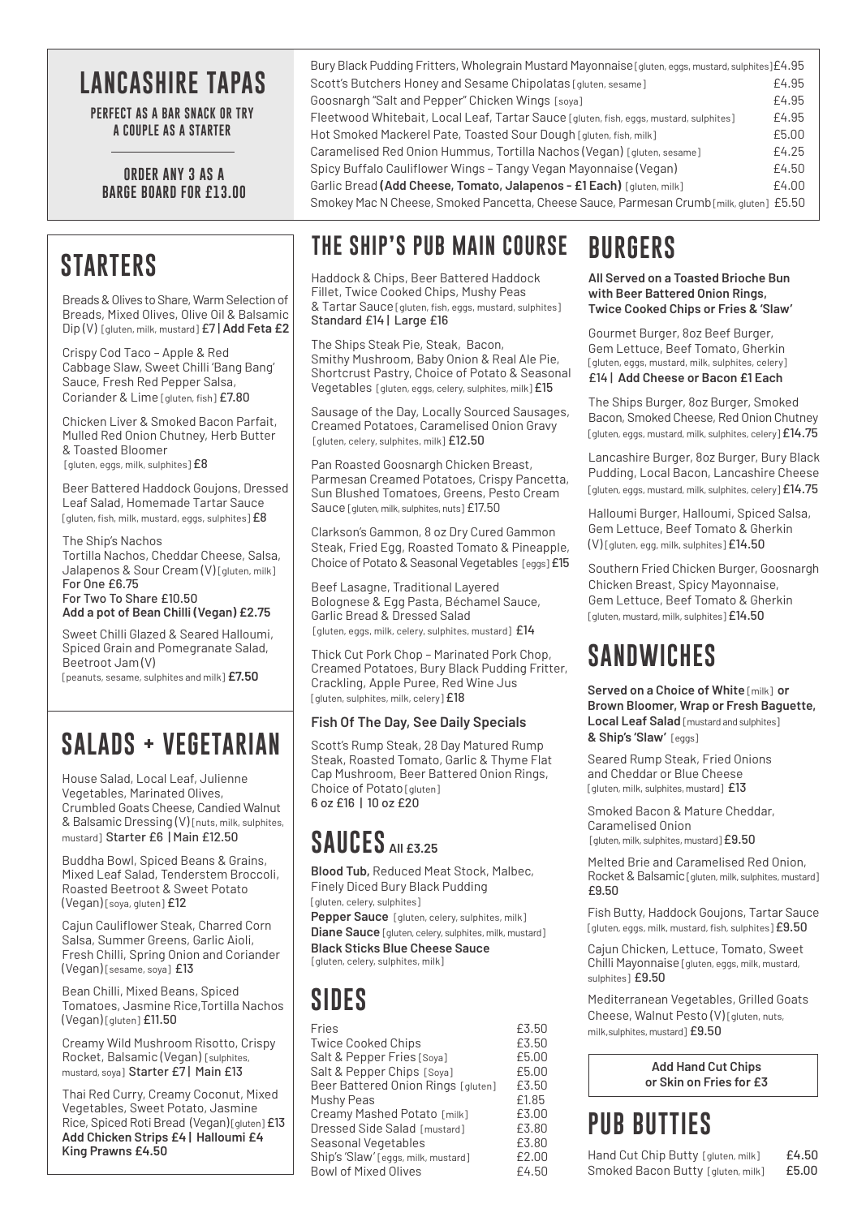# LANCASHIRE TAPAS

**PERFECT AS A BAR SNACK OR TRY A COUPLE AS A STARTER**

**ORDER ANY 3 AS A BARGE BOARD FOR £13.00**

| Item | Price |
|---|---|
| Bury Black Pudding Fritters, Wholegrain Mustard Mayonnaise [gluten, eggs, mustard, sulphites] | £4.95 |
| Scott's Butchers Honey and Sesame Chipolatas [gluten, sesame] | £4.95 |
| Goosnargh "Salt and Pepper" Chicken Wings [soya] | £4.95 |
| Fleetwood Whitebait, Local Leaf, Tartar Sauce [gluten, fish, eggs, mustard, sulphites] | £4.95 |
| Hot Smoked Mackerel Pate, Toasted Sour Dough [gluten, fish, milk] | £5.00 |
| Caramelised Red Onion Hummus, Tortilla Nachos (Vegan) [gluten, sesame] | £4.25 |
| Spicy Buffalo Cauliflower Wings – Tangy Vegan Mayonnaise (Vegan) | £4.50 |
| Garlic Bread **(Add Cheese, Tomato, Jalapenos - £1 Each)** [gluten, milk] | £4.00 |
| Smokey Mac N Cheese, Smoked Pancetta, Cheese Sauce, Parmesan Crumb [milk, gluten] | £5.50 |

# STARTERS

Breads & Olives to Share, Warm Selection of Breads, Mixed Olives, Olive Oil & Balsamic Dip (V) [gluten, milk, mustard] **£7 | Add Feta £2**

Crispy Cod Taco – Apple & Red Cabbage Slaw, Sweet Chilli 'Bang Bang' Sauce, Fresh Red Pepper Salsa, Coriander & Lime [gluten, fish] **£7.80**

Chicken Liver & Smoked Bacon Parfait, Mulled Red Onion Chutney, Herb Butter & Toasted Bloomer [gluten, eggs, milk, sulphites] **£8**

Beer Battered Haddock Goujons, Dressed Leaf Salad, Homemade Tartar Sauce [gluten, fish, milk, mustard, eggs, sulphites] **£8**

The Ship's Nachos
Tortilla Nachos, Cheddar Cheese, Salsa, Jalapenos & Sour Cream (V) [gluten, milk]
**For One £6.75**
**For Two To Share £10.50**
**Add a pot of Bean Chilli (Vegan) £2.75**

Sweet Chilli Glazed & Seared Halloumi, Spiced Grain and Pomegranate Salad, Beetroot Jam (V) [peanuts, sesame, sulphites and milk] **£7.50**

# SALADS + VEGETARIAN

House Salad, Local Leaf, Julienne Vegetables, Marinated Olives, Crumbled Goats Cheese, Candied Walnut & Balsamic Dressing (V) [nuts, milk, sulphites, mustard] **Starter £6 | Main £12.50**

Buddha Bowl, Spiced Beans & Grains, Mixed Leaf Salad, Tenderstem Broccoli, Roasted Beetroot & Sweet Potato (Vegan) [soya, gluten] **£12**

Cajun Cauliflower Steak, Charred Corn Salsa, Summer Greens, Garlic Aioli, Fresh Chilli, Spring Onion and Coriander (Vegan) [sesame, soya] **£13**

Bean Chilli, Mixed Beans, Spiced Tomatoes, Jasmine Rice, Tortilla Nachos (Vegan) [gluten] **£11.50**

Creamy Wild Mushroom Risotto, Crispy Rocket, Balsamic (Vegan) [sulphites, mustard, soya] **Starter £7 | Main £13**

Thai Red Curry, Creamy Coconut, Mixed Vegetables, Sweet Potato, Jasmine Rice, Spiced Roti Bread (Vegan) [gluten] **£13**
**Add Chicken Strips £4 | Halloumi £4 King Prawns £4.50**

# THE SHIP'S PUB MAIN COURSE

Haddock & Chips, Beer Battered Haddock Fillet, Twice Cooked Chips, Mushy Peas & Tartar Sauce [gluten, fish, eggs, mustard, sulphites] **Standard £14 | Large £16**

The Ships Steak Pie, Steak, Bacon, Smithy Mushroom, Baby Onion & Real Ale Pie, Shortcrust Pastry, Choice of Potato & Seasonal Vegetables [gluten, eggs, celery, sulphites, milk] **£15**

Sausage of the Day, Locally Sourced Sausages, Creamed Potatoes, Caramelised Onion Gravy [gluten, celery, sulphites, milk] **£12.50**

Pan Roasted Goosnargh Chicken Breast, Parmesan Creamed Potatoes, Crispy Pancetta, Sun Blushed Tomatoes, Greens, Pesto Cream Sauce [gluten, milk, sulphites, nuts] **£17.50**

Clarkson's Gammon, 8 oz Dry Cured Gammon Steak, Fried Egg, Roasted Tomato & Pineapple, Choice of Potato & Seasonal Vegetables [eggs] **£15**

Beef Lasagne, Traditional Layered Bolognese & Egg Pasta, Béchamel Sauce, Garlic Bread & Dressed Salad [gluten, eggs, milk, celery, sulphites, mustard] **£14**

Thick Cut Pork Chop – Marinated Pork Chop, Creamed Potatoes, Bury Black Pudding Fritter, Crackling, Apple Puree, Red Wine Jus [gluten, sulphites, milk, celery] **£18**

**Fish Of The Day, See Daily Specials**

Scott's Rump Steak, 28 Day Matured Rump Steak, Roasted Tomato, Garlic & Thyme Flat Cap Mushroom, Beer Battered Onion Rings, Choice of Potato [gluten]
**6 oz £16 | 10 oz £20**

# SAUCES All £3.25

**Blood Tub,** Reduced Meat Stock, Malbec, Finely Diced Bury Black Pudding [gluten, celery, sulphites]
**Pepper Sauce** [gluten, celery, sulphites, milk]
**Diane Sauce** [gluten, celery, sulphites, milk, mustard]
**Black Sticks Blue Cheese Sauce** [gluten, celery, sulphites, milk]

# SIDES

| Item | Price |
|---|---|
| Fries | £3.50 |
| Twice Cooked Chips | £3.50 |
| Salt & Pepper Fries [Soya] | £5.00 |
| Salt & Pepper Chips [Soya] | £5.00 |
| Beer Battered Onion Rings [gluten] | £3.50 |
| Mushy Peas | £1.85 |
| Creamy Mashed Potato [milk] | £3.00 |
| Dressed Side Salad [mustard] | £3.80 |
| Seasonal Vegetables | £3.80 |
| Ship's 'Slaw' [eggs, milk, mustard] | £2.00 |
| Bowl of Mixed Olives | £4.50 |

# BURGERS

**All Served on a Toasted Brioche Bun with Beer Battered Onion Rings, Twice Cooked Chips or Fries & 'Slaw'**

Gourmet Burger, 8oz Beef Burger, Gem Lettuce, Beef Tomato, Gherkin [gluten, eggs, mustard, milk, sulphites, celery]
**£14 | Add Cheese or Bacon £1 Each**

The Ships Burger, 8oz Burger, Smoked Bacon, Smoked Cheese, Red Onion Chutney [gluten, eggs, mustard, milk, sulphites, celery] **£14.75**

Lancashire Burger, 8oz Burger, Bury Black Pudding, Local Bacon, Lancashire Cheese [gluten, eggs, mustard, milk, sulphites, celery] **£14.75**

Halloumi Burger, Halloumi, Spiced Salsa, Gem Lettuce, Beef Tomato & Gherkin (V) [gluten, egg, milk, sulphites] **£14.50**

Southern Fried Chicken Burger, Goosnargh Chicken Breast, Spicy Mayonnaise, Gem Lettuce, Beef Tomato & Gherkin [gluten, mustard, milk, sulphites] **£14.50**

# SANDWICHES

**Served on a Choice of White** [milk] **or Brown Bloomer, Wrap or Fresh Baguette, Local Leaf Salad** [mustard and sulphites] **& Ship's 'Slaw'** [eggs]

Seared Rump Steak, Fried Onions and Cheddar or Blue Cheese [gluten, milk, sulphites, mustard] **£13**

Smoked Bacon & Mature Cheddar, Caramelised Onion [gluten, milk, sulphites, mustard] **£9.50**

Melted Brie and Caramelised Red Onion, Rocket & Balsamic [gluten, milk, sulphites, mustard] **£9.50**

Fish Butty, Haddock Goujons, Tartar Sauce [gluten, eggs, milk, mustard, fish, sulphites] **£9.50**

Cajun Chicken, Lettuce, Tomato, Sweet Chilli Mayonnaise [gluten, eggs, milk, mustard, sulphites] **£9.50**

Mediterranean Vegetables, Grilled Goats Cheese, Walnut Pesto (V) [gluten, nuts, milk, sulphites, mustard] **£9.50**

**Add Hand Cut Chips or Skin on Fries for £3**

# PUB BUTTIES

| Item | Price |
|---|---|
| Hand Cut Chip Butty [gluten, milk] | £4.50 |
| Smoked Bacon Butty [gluten, milk] | £5.00 |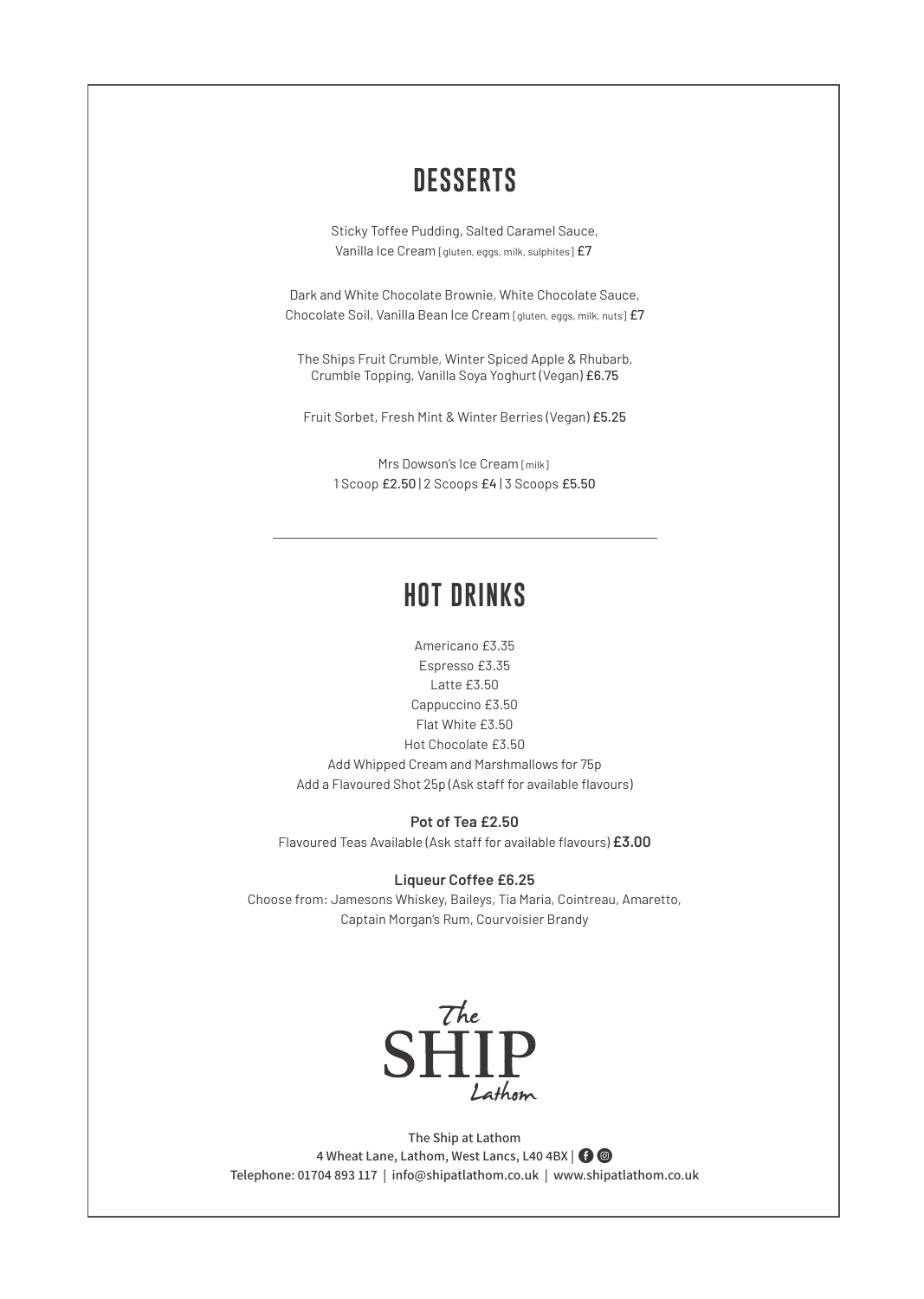## DESSERTS

Sticky Toffee Pudding, Salted Caramel Sauce,
Vanilla Ice Cream [gluten, eggs, milk, sulphites] **£7**

Dark and White Chocolate Brownie, White Chocolate Sauce,
Chocolate Soil, Vanilla Bean Ice Cream [gluten, eggs, milk, nuts] **£7**

The Ships Fruit Crumble, Winter Spiced Apple & Rhubarb,
Crumble Topping, Vanilla Soya Yoghurt (Vegan) **£6.75**

Fruit Sorbet, Fresh Mint & Winter Berries (Vegan) **£5.25**

Mrs Dowson's Ice Cream [milk]
1 Scoop **£2.50** | 2 Scoops **£4** | 3 Scoops **£5.50**

---

## HOT DRINKS

Americano £3.35
Espresso £3.35
Latte £3.50
Cappuccino £3.50
Flat White £3.50
Hot Chocolate £3.50
Add Whipped Cream and Marshmallows for 75p
Add a Flavoured Shot 25p (Ask staff for available flavours)

**Pot of Tea £2.50**
Flavoured Teas Available (Ask staff for available flavours) **£3.00**

**Liqueur Coffee £6.25**
Choose from: Jamesons Whiskey, Baileys, Tia Maria, Cointreau, Amaretto,
Captain Morgan's Rum, Courvoisier Brandy

The SHIP Lathom

**The Ship at Lathom**
**4 Wheat Lane, Lathom, West Lancs, L40 4BX |**
**Telephone: 01704 893 117 | info@shipatlathom.co.uk | www.shipatlathom.co.uk**